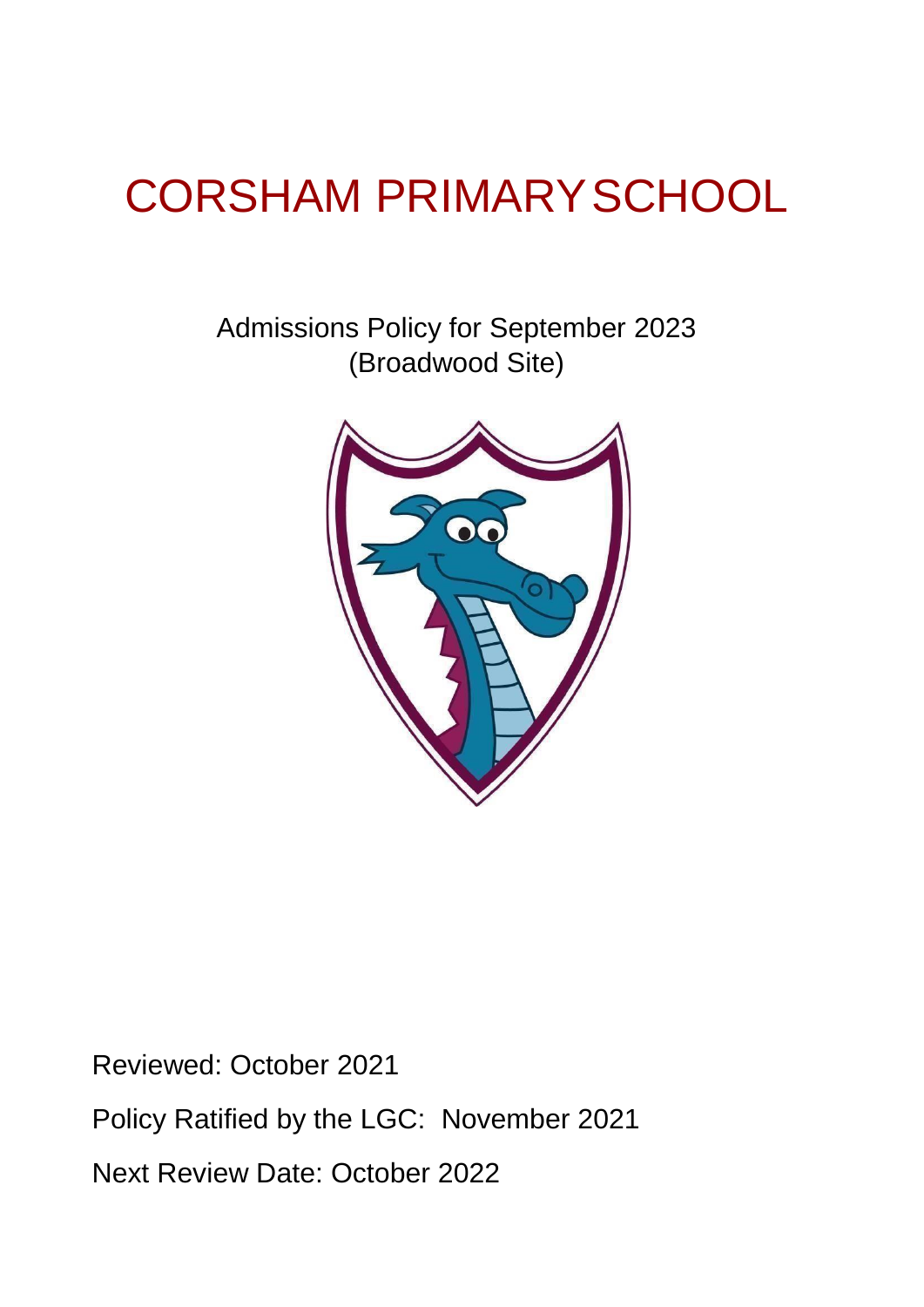# CORSHAM PRIMARY SCHOOL

Admissions Policy for September 2023
(Broadwood Site)

Reviewed: October 2021

Policy Ratified by the LGC: November 2021

Next Review Date: October 2022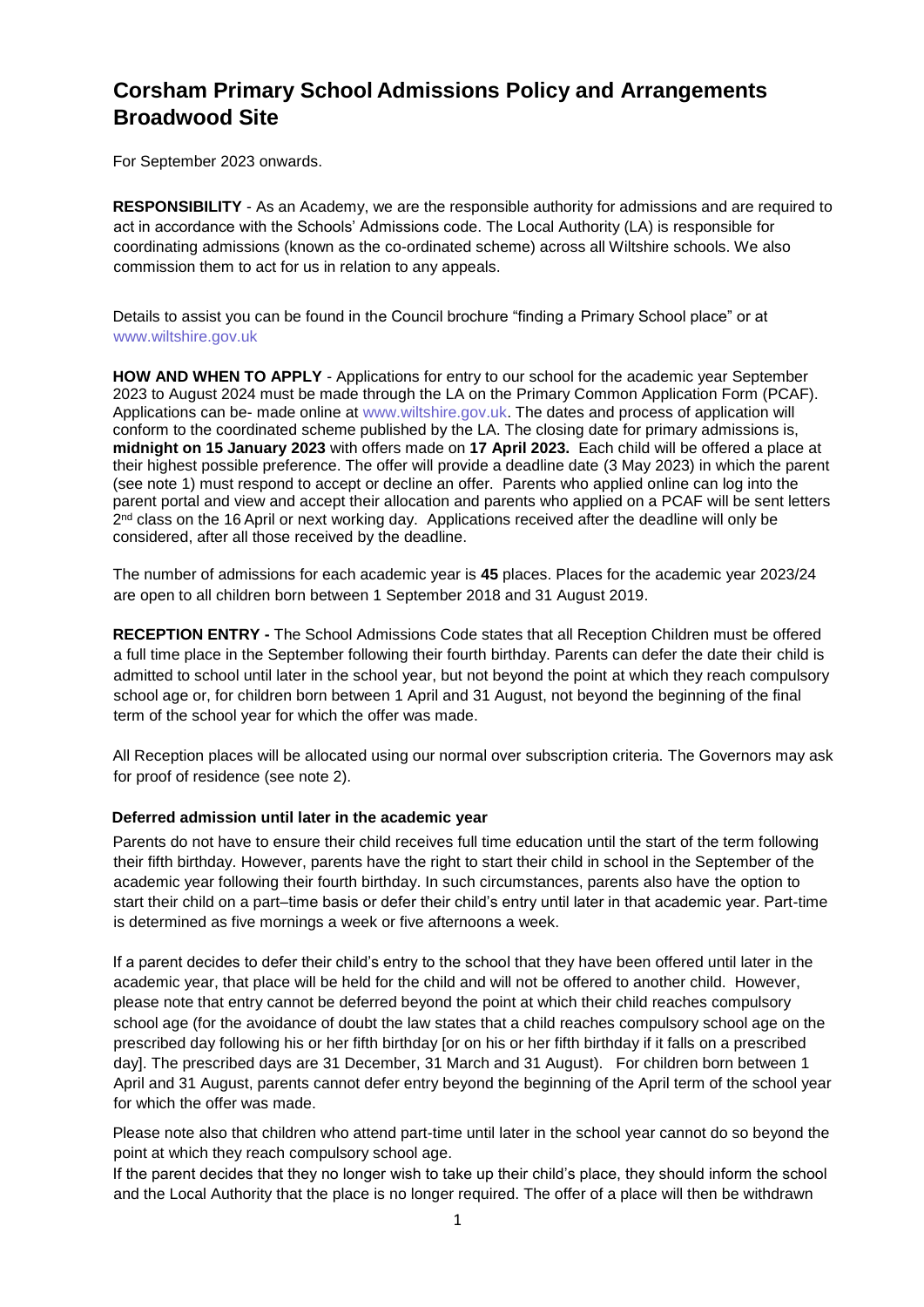# Corsham Primary School Admissions Policy and Arrangements Broadwood Site

For September 2023 onwards.

**RESPONSIBILITY** - As an Academy, we are the responsible authority for admissions and are required to act in accordance with the Schools' Admissions code. The Local Authority (LA) is responsible for coordinating admissions (known as the co-ordinated scheme) across all Wiltshire schools. We also commission them to act for us in relation to any appeals.

Details to assist you can be found in the Council brochure "finding a Primary School place" or at www.wiltshire.gov.uk

**HOW AND WHEN TO APPLY** - Applications for entry to our school for the academic year September 2023 to August 2024 must be made through the LA on the Primary Common Application Form (PCAF). Applications can be- made online at www.wiltshire.gov.uk. The dates and process of application will conform to the coordinated scheme published by the LA. The closing date for primary admissions is, **midnight on 15 January 2023** with offers made on **17 April 2023.** Each child will be offered a place at their highest possible preference. The offer will provide a deadline date (3 May 2023) in which the parent (see note 1) must respond to accept or decline an offer. Parents who applied online can log into the parent portal and view and accept their allocation and parents who applied on a PCAF will be sent letters 2nd class on the 16 April or next working day. Applications received after the deadline will only be considered, after all those received by the deadline.

The number of admissions for each academic year is **45** places. Places for the academic year 2023/24 are open to all children born between 1 September 2018 and 31 August 2019.

**RECEPTION ENTRY -** The School Admissions Code states that all Reception Children must be offered a full time place in the September following their fourth birthday. Parents can defer the date their child is admitted to school until later in the school year, but not beyond the point at which they reach compulsory school age or, for children born between 1 April and 31 August, not beyond the beginning of the final term of the school year for which the offer was made.

All Reception places will be allocated using our normal over subscription criteria. The Governors may ask for proof of residence (see note 2).

### Deferred admission until later in the academic year

Parents do not have to ensure their child receives full time education until the start of the term following their fifth birthday. However, parents have the right to start their child in school in the September of the academic year following their fourth birthday. In such circumstances, parents also have the option to start their child on a part–time basis or defer their child's entry until later in that academic year. Part-time is determined as five mornings a week or five afternoons a week.

If a parent decides to defer their child's entry to the school that they have been offered until later in the academic year, that place will be held for the child and will not be offered to another child. However, please note that entry cannot be deferred beyond the point at which their child reaches compulsory school age (for the avoidance of doubt the law states that a child reaches compulsory school age on the prescribed day following his or her fifth birthday [or on his or her fifth birthday if it falls on a prescribed day]. The prescribed days are 31 December, 31 March and 31 August). For children born between 1 April and 31 August, parents cannot defer entry beyond the beginning of the April term of the school year for which the offer was made.

Please note also that children who attend part-time until later in the school year cannot do so beyond the point at which they reach compulsory school age.

If the parent decides that they no longer wish to take up their child's place, they should inform the school and the Local Authority that the place is no longer required. The offer of a place will then be withdrawn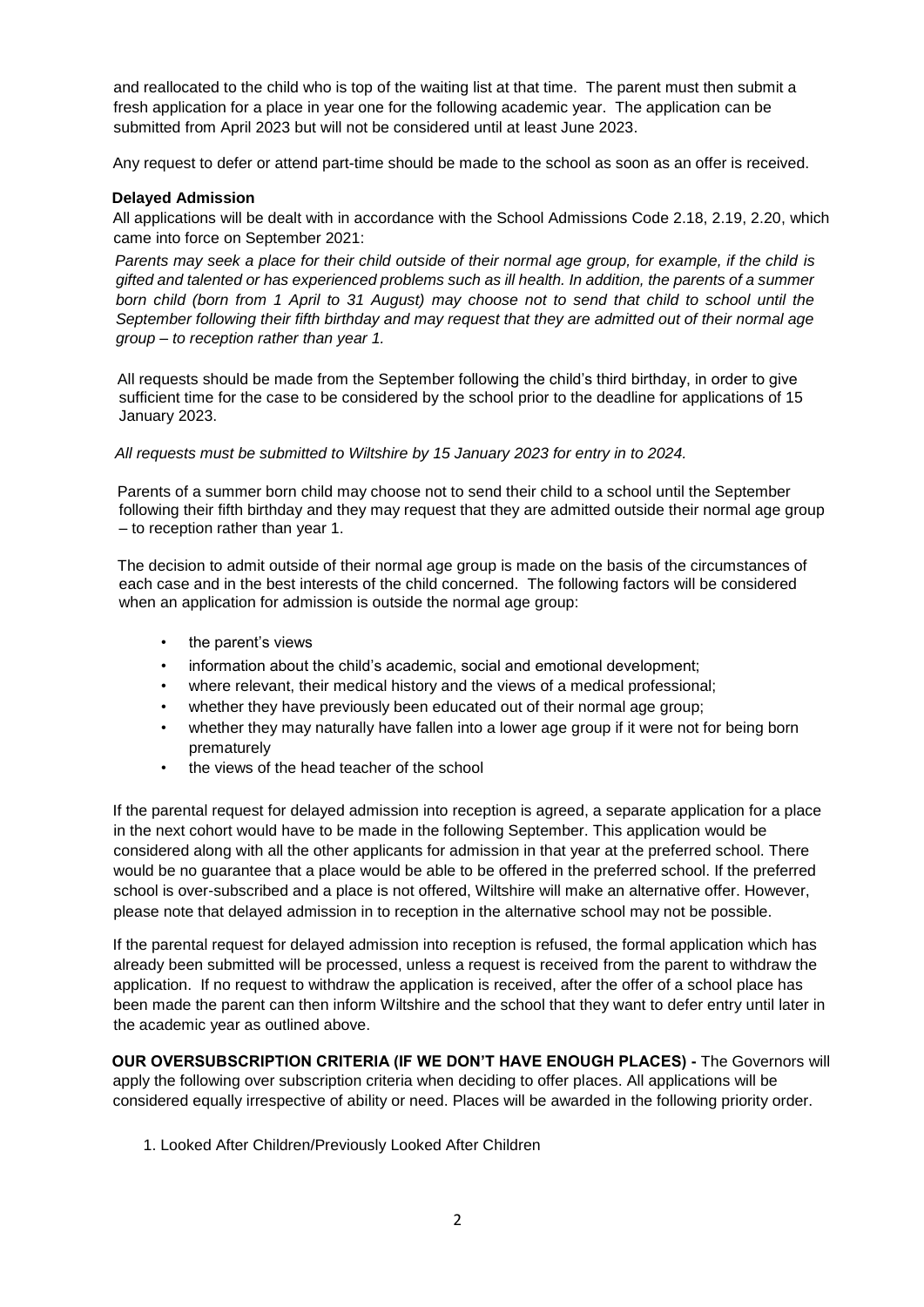and reallocated to the child who is top of the waiting list at that time. The parent must then submit a fresh application for a place in year one for the following academic year. The application can be submitted from April 2023 but will not be considered until at least June 2023.

Any request to defer or attend part-time should be made to the school as soon as an offer is received.

**Delayed Admission**

All applications will be dealt with in accordance with the School Admissions Code 2.18, 2.19, 2.20, which came into force on September 2021:

*Parents may seek a place for their child outside of their normal age group, for example, if the child is gifted and talented or has experienced problems such as ill health. In addition, the parents of a summer born child (born from 1 April to 31 August) may choose not to send that child to school until the September following their fifth birthday and may request that they are admitted out of their normal age group – to reception rather than year 1.*

All requests should be made from the September following the child's third birthday, in order to give sufficient time for the case to be considered by the school prior to the deadline for applications of 15 January 2023.

*All requests must be submitted to Wiltshire by 15 January 2023 for entry in to 2024.*

Parents of a summer born child may choose not to send their child to a school until the September following their fifth birthday and they may request that they are admitted outside their normal age group – to reception rather than year 1.

The decision to admit outside of their normal age group is made on the basis of the circumstances of each case and in the best interests of the child concerned. The following factors will be considered when an application for admission is outside the normal age group:

- the parent's views
- information about the child's academic, social and emotional development;
- where relevant, their medical history and the views of a medical professional;
- whether they have previously been educated out of their normal age group;
- whether they may naturally have fallen into a lower age group if it were not for being born prematurely
- the views of the head teacher of the school

If the parental request for delayed admission into reception is agreed, a separate application for a place in the next cohort would have to be made in the following September. This application would be considered along with all the other applicants for admission in that year at the preferred school. There would be no guarantee that a place would be able to be offered in the preferred school. If the preferred school is over-subscribed and a place is not offered, Wiltshire will make an alternative offer. However, please note that delayed admission in to reception in the alternative school may not be possible.

If the parental request for delayed admission into reception is refused, the formal application which has already been submitted will be processed, unless a request is received from the parent to withdraw the application. If no request to withdraw the application is received, after the offer of a school place has been made the parent can then inform Wiltshire and the school that they want to defer entry until later in the academic year as outlined above.

**OUR OVERSUBSCRIPTION CRITERIA (IF WE DON'T HAVE ENOUGH PLACES) -** The Governors will apply the following over subscription criteria when deciding to offer places. All applications will be considered equally irrespective of ability or need. Places will be awarded in the following priority order.

1. Looked After Children/Previously Looked After Children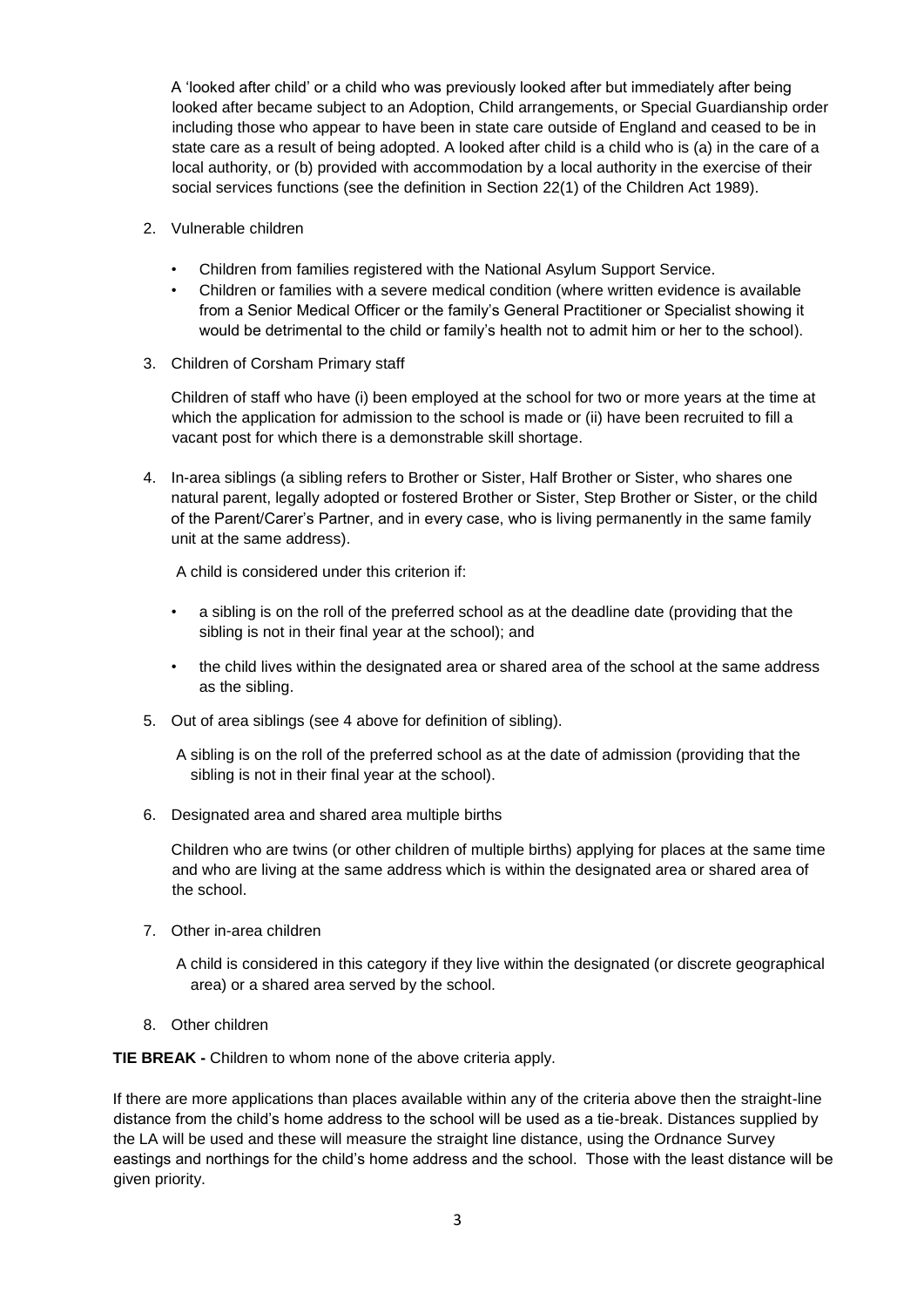A 'looked after child' or a child who was previously looked after but immediately after being looked after became subject to an Adoption, Child arrangements, or Special Guardianship order including those who appear to have been in state care outside of England and ceased to be in state care as a result of being adopted. A looked after child is a child who is (a) in the care of a local authority, or (b) provided with accommodation by a local authority in the exercise of their social services functions (see the definition in Section 22(1) of the Children Act 1989).

2. Vulnerable children

    - Children from families registered with the National Asylum Support Service.
    - Children or families with a severe medical condition (where written evidence is available from a Senior Medical Officer or the family's General Practitioner or Specialist showing it would be detrimental to the child or family's health not to admit him or her to the school).

3. Children of Corsham Primary staff

    Children of staff who have (i) been employed at the school for two or more years at the time at which the application for admission to the school is made or (ii) have been recruited to fill a vacant post for which there is a demonstrable skill shortage.

4. In-area siblings (a sibling refers to Brother or Sister, Half Brother or Sister, who shares one natural parent, legally adopted or fostered Brother or Sister, Step Brother or Sister, or the child of the Parent/Carer's Partner, and in every case, who is living permanently in the same family unit at the same address).

    A child is considered under this criterion if:

    - a sibling is on the roll of the preferred school as at the deadline date (providing that the sibling is not in their final year at the school); and
    - the child lives within the designated area or shared area of the school at the same address as the sibling.

5. Out of area siblings (see 4 above for definition of sibling).

    A sibling is on the roll of the preferred school as at the date of admission (providing that the sibling is not in their final year at the school).

6. Designated area and shared area multiple births

    Children who are twins (or other children of multiple births) applying for places at the same time and who are living at the same address which is within the designated area or shared area of the school.

7. Other in-area children

    A child is considered in this category if they live within the designated (or discrete geographical area) or a shared area served by the school.

8. Other children

**TIE BREAK -** Children to whom none of the above criteria apply.

If there are more applications than places available within any of the criteria above then the straight-line distance from the child's home address to the school will be used as a tie-break. Distances supplied by the LA will be used and these will measure the straight line distance, using the Ordnance Survey eastings and northings for the child's home address and the school. Those with the least distance will be given priority.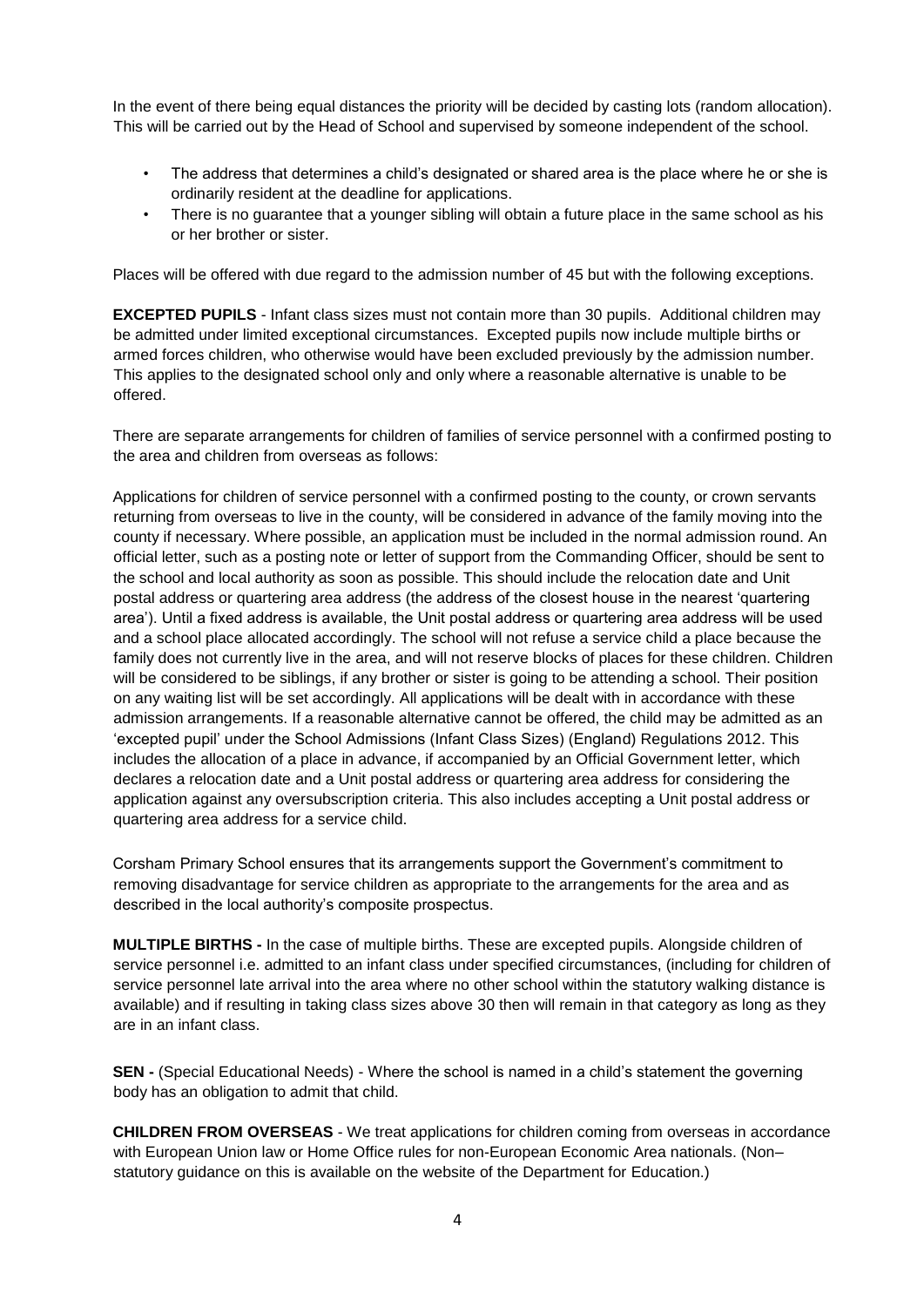In the event of there being equal distances the priority will be decided by casting lots (random allocation). This will be carried out by the Head of School and supervised by someone independent of the school.

- The address that determines a child's designated or shared area is the place where he or she is ordinarily resident at the deadline for applications.
- There is no guarantee that a younger sibling will obtain a future place in the same school as his or her brother or sister.

Places will be offered with due regard to the admission number of 45 but with the following exceptions.

**EXCEPTED PUPILS** - Infant class sizes must not contain more than 30 pupils. Additional children may be admitted under limited exceptional circumstances. Excepted pupils now include multiple births or armed forces children, who otherwise would have been excluded previously by the admission number. This applies to the designated school only and only where a reasonable alternative is unable to be offered.

There are separate arrangements for children of families of service personnel with a confirmed posting to the area and children from overseas as follows:

Applications for children of service personnel with a confirmed posting to the county, or crown servants returning from overseas to live in the county, will be considered in advance of the family moving into the county if necessary. Where possible, an application must be included in the normal admission round. An official letter, such as a posting note or letter of support from the Commanding Officer, should be sent to the school and local authority as soon as possible. This should include the relocation date and Unit postal address or quartering area address (the address of the closest house in the nearest 'quartering area'). Until a fixed address is available, the Unit postal address or quartering area address will be used and a school place allocated accordingly. The school will not refuse a service child a place because the family does not currently live in the area, and will not reserve blocks of places for these children. Children will be considered to be siblings, if any brother or sister is going to be attending a school. Their position on any waiting list will be set accordingly. All applications will be dealt with in accordance with these admission arrangements. If a reasonable alternative cannot be offered, the child may be admitted as an 'excepted pupil' under the School Admissions (Infant Class Sizes) (England) Regulations 2012. This includes the allocation of a place in advance, if accompanied by an Official Government letter, which declares a relocation date and a Unit postal address or quartering area address for considering the application against any oversubscription criteria. This also includes accepting a Unit postal address or quartering area address for a service child.

Corsham Primary School ensures that its arrangements support the Government's commitment to removing disadvantage for service children as appropriate to the arrangements for the area and as described in the local authority's composite prospectus.

**MULTIPLE BIRTHS -** In the case of multiple births. These are excepted pupils. Alongside children of service personnel i.e. admitted to an infant class under specified circumstances, (including for children of service personnel late arrival into the area where no other school within the statutory walking distance is available) and if resulting in taking class sizes above 30 then will remain in that category as long as they are in an infant class.

**SEN -** (Special Educational Needs) - Where the school is named in a child's statement the governing body has an obligation to admit that child.

**CHILDREN FROM OVERSEAS** - We treat applications for children coming from overseas in accordance with European Union law or Home Office rules for non-European Economic Area nationals. (Non–statutory guidance on this is available on the website of the Department for Education.)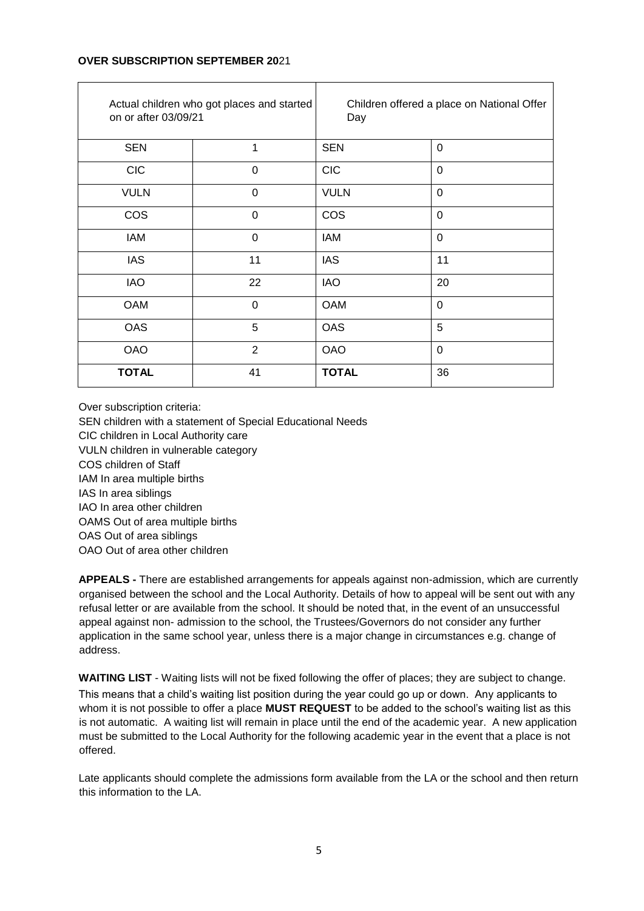**OVER SUBSCRIPTION SEPTEMBER 20**21

| Actual children who got places and started on or after 03/09/21 | | Children offered a place on National Offer Day | |
|---|---|---|---|
| SEN | 1 | SEN | 0 |
| CIC | 0 | CIC | 0 |
| VULN | 0 | VULN | 0 |
| COS | 0 | COS | 0 |
| IAM | 0 | IAM | 0 |
| IAS | 11 | IAS | 11 |
| IAO | 22 | IAO | 20 |
| OAM | 0 | OAM | 0 |
| OAS | 5 | OAS | 5 |
| OAO | 2 | OAO | 0 |
| **TOTAL** | 41 | **TOTAL** | 36 |

Over subscription criteria:
SEN children with a statement of Special Educational Needs
CIC children in Local Authority care
VULN children in vulnerable category
COS children of Staff
IAM In area multiple births
IAS In area siblings
IAO In area other children
OAMS Out of area multiple births
OAS Out of area siblings
OAO Out of area other children

**APPEALS -** There are established arrangements for appeals against non-admission, which are currently organised between the school and the Local Authority. Details of how to appeal will be sent out with any refusal letter or are available from the school. It should be noted that, in the event of an unsuccessful appeal against non- admission to the school, the Trustees/Governors do not consider any further application in the same school year, unless there is a major change in circumstances e.g. change of address.

**WAITING LIST** - Waiting lists will not be fixed following the offer of places; they are subject to change. This means that a child's waiting list position during the year could go up or down. Any applicants to whom it is not possible to offer a place **MUST REQUEST** to be added to the school's waiting list as this is not automatic. A waiting list will remain in place until the end of the academic year. A new application must be submitted to the Local Authority for the following academic year in the event that a place is not offered.

Late applicants should complete the admissions form available from the LA or the school and then return this information to the LA.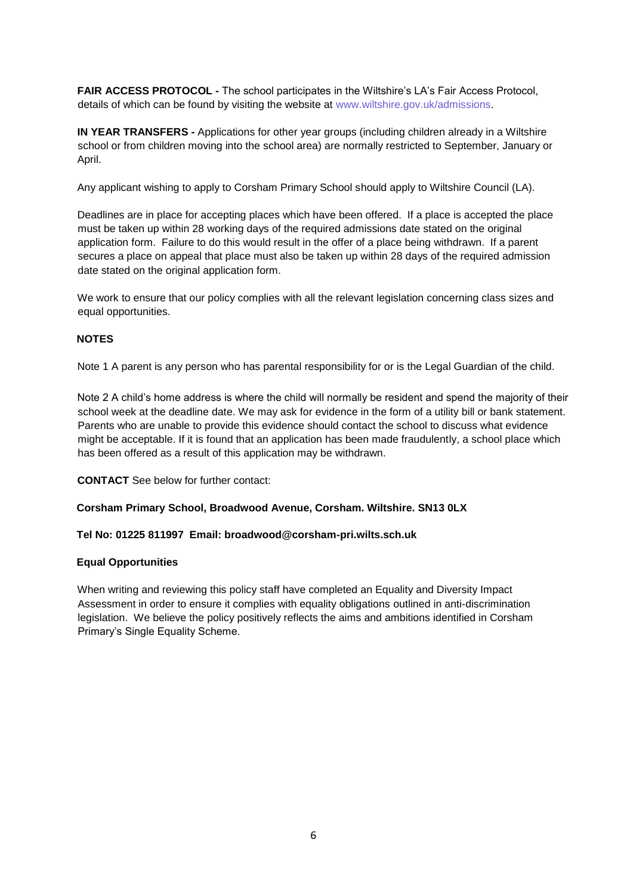**FAIR ACCESS PROTOCOL -** The school participates in the Wiltshire's LA's Fair Access Protocol, details of which can be found by visiting the website at www.wiltshire.gov.uk/admissions.

**IN YEAR TRANSFERS -** Applications for other year groups (including children already in a Wiltshire school or from children moving into the school area) are normally restricted to September, January or April.

Any applicant wishing to apply to Corsham Primary School should apply to Wiltshire Council (LA).

Deadlines are in place for accepting places which have been offered. If a place is accepted the place must be taken up within 28 working days of the required admissions date stated on the original application form. Failure to do this would result in the offer of a place being withdrawn. If a parent secures a place on appeal that place must also be taken up within 28 days of the required admission date stated on the original application form.

We work to ensure that our policy complies with all the relevant legislation concerning class sizes and equal opportunities.

**NOTES**

Note 1 A parent is any person who has parental responsibility for or is the Legal Guardian of the child.

Note 2 A child's home address is where the child will normally be resident and spend the majority of their school week at the deadline date. We may ask for evidence in the form of a utility bill or bank statement. Parents who are unable to provide this evidence should contact the school to discuss what evidence might be acceptable. If it is found that an application has been made fraudulently, a school place which has been offered as a result of this application may be withdrawn.

**CONTACT** See below for further contact:

**Corsham Primary School, Broadwood Avenue, Corsham. Wiltshire. SN13 0LX**

**Tel No: 01225 811997 Email: broadwood@corsham-pri.wilts.sch.uk**

**Equal Opportunities**

When writing and reviewing this policy staff have completed an Equality and Diversity Impact Assessment in order to ensure it complies with equality obligations outlined in anti-discrimination legislation. We believe the policy positively reflects the aims and ambitions identified in Corsham Primary's Single Equality Scheme.